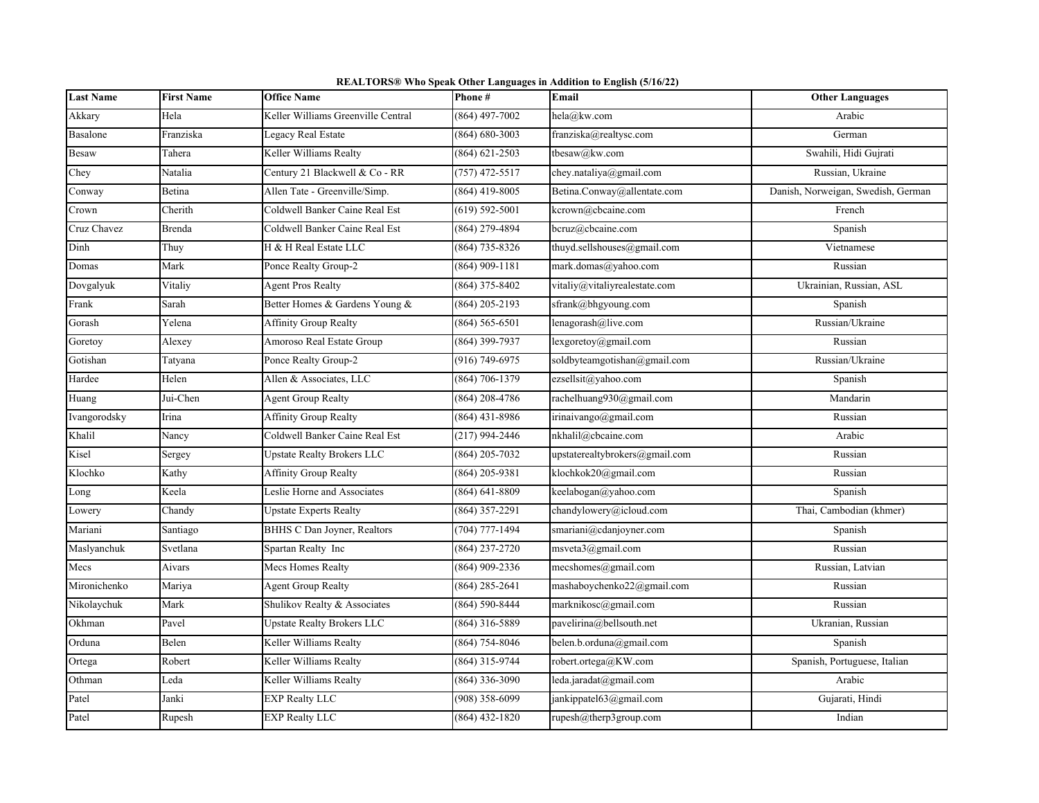**REALTORS® Who Speak Other Languages in Addition to English (5/16/22)**

| Last Name | First Name | Office Name | Phone # | Email | Other Languages |
|---|---|---|---|---|---|
| Akkary | Hela | Keller Williams Greenville Central | (864) 497-7002 | hela@kw.com | Arabic |
| Basalone | Franziska | Legacy Real Estate | (864) 680-3003 | franziska@realtysc.com | German |
| Besaw | Tahera | Keller Williams Realty | (864) 621-2503 | tbesaw@kw.com | Swahili, Hidi Gujrati |
| Chey | Natalia | Century 21 Blackwell & Co - RR | (757) 472-5517 | chey.nataliya@gmail.com | Russian, Ukraine |
| Conway | Betina | Allen Tate - Greenville/Simp. | (864) 419-8005 | Betina.Conway@allentate.com | Danish, Norweigan, Swedish, German |
| Crown | Cherith | Coldwell Banker Caine Real Est | (619) 592-5001 | kcrown@cbcaine.com | French |
| Cruz Chavez | Brenda | Coldwell Banker Caine Real Est | (864) 279-4894 | bcruz@cbcaine.com | Spanish |
| Dinh | Thuy | H & H Real Estate LLC | (864) 735-8326 | thuyd.sellshouses@gmail.com | Vietnamese |
| Domas | Mark | Ponce Realty Group-2 | (864) 909-1181 | mark.domas@yahoo.com | Russian |
| Dovgalyuk | Vitaliy | Agent Pros Realty | (864) 375-8402 | vitaliy@vitaliyrealestate.com | Ukrainian, Russian, ASL |
| Frank | Sarah | Better Homes & Gardens Young & | (864) 205-2193 | sfrank@bhgyoung.com | Spanish |
| Gorash | Yelena | Affinity Group Realty | (864) 565-6501 | lenagorash@live.com | Russian/Ukraine |
| Goretoy | Alexey | Amoroso Real Estate Group | (864) 399-7937 | lexgoretoy@gmail.com | Russian |
| Gotishan | Tatyana | Ponce Realty Group-2 | (916) 749-6975 | soldbyteamgotishan@gmail.com | Russian/Ukraine |
| Hardee | Helen | Allen & Associates, LLC | (864) 706-1379 | ezsellsit@yahoo.com | Spanish |
| Huang | Jui-Chen | Agent Group Realty | (864) 208-4786 | rachelhuang930@gmail.com | Mandarin |
| Ivangorodsky | Irina | Affinity Group Realty | (864) 431-8986 | irinaivango@gmail.com | Russian |
| Khalil | Nancy | Coldwell Banker Caine Real Est | (217) 994-2446 | nkhalil@cbcaine.com | Arabic |
| Kisel | Sergey | Upstate Realty Brokers LLC | (864) 205-7032 | upstaterealtybrokers@gmail.com | Russian |
| Klochko | Kathy | Affinity Group Realty | (864) 205-9381 | klochkok20@gmail.com | Russian |
| Long | Keela | Leslie Horne and Associates | (864) 641-8809 | keelabogan@yahoo.com | Spanish |
| Lowery | Chandy | Upstate Experts Realty | (864) 357-2291 | chandylowery@icloud.com | Thai, Cambodian (khmer) |
| Mariani | Santiago | BHHS C Dan Joyner, Realtors | (704) 777-1494 | smariani@cdanjoyner.com | Spanish |
| Maslyanchuk | Svetlana | Spartan Realty Inc | (864) 237-2720 | msveta3@gmail.com | Russian |
| Mecs | Aivars | Mecs Homes Realty | (864) 909-2336 | mecshomes@gmail.com | Russian, Latvian |
| Mironichenko | Mariya | Agent Group Realty | (864) 285-2641 | mashaboychenko22@gmail.com | Russian |
| Nikolaychuk | Mark | Shulikov Realty & Associates | (864) 590-8444 | marknikosc@gmail.com | Russian |
| Okhman | Pavel | Upstate Realty Brokers LLC | (864) 316-5889 | pavelirina@bellsouth.net | Ukranian, Russian |
| Orduna | Belen | Keller Williams Realty | (864) 754-8046 | belen.b.orduna@gmail.com | Spanish |
| Ortega | Robert | Keller Williams Realty | (864) 315-9744 | robert.ortega@KW.com | Spanish, Portuguese, Italian |
| Othman | Leda | Keller Williams Realty | (864) 336-3090 | leda.jaradat@gmail.com | Arabic |
| Patel | Janki | EXP Realty LLC | (908) 358-6099 | jankippatel63@gmail.com | Gujarati, Hindi |
| Patel | Rupesh | EXP Realty LLC | (864) 432-1820 | rupesh@therp3group.com | Indian |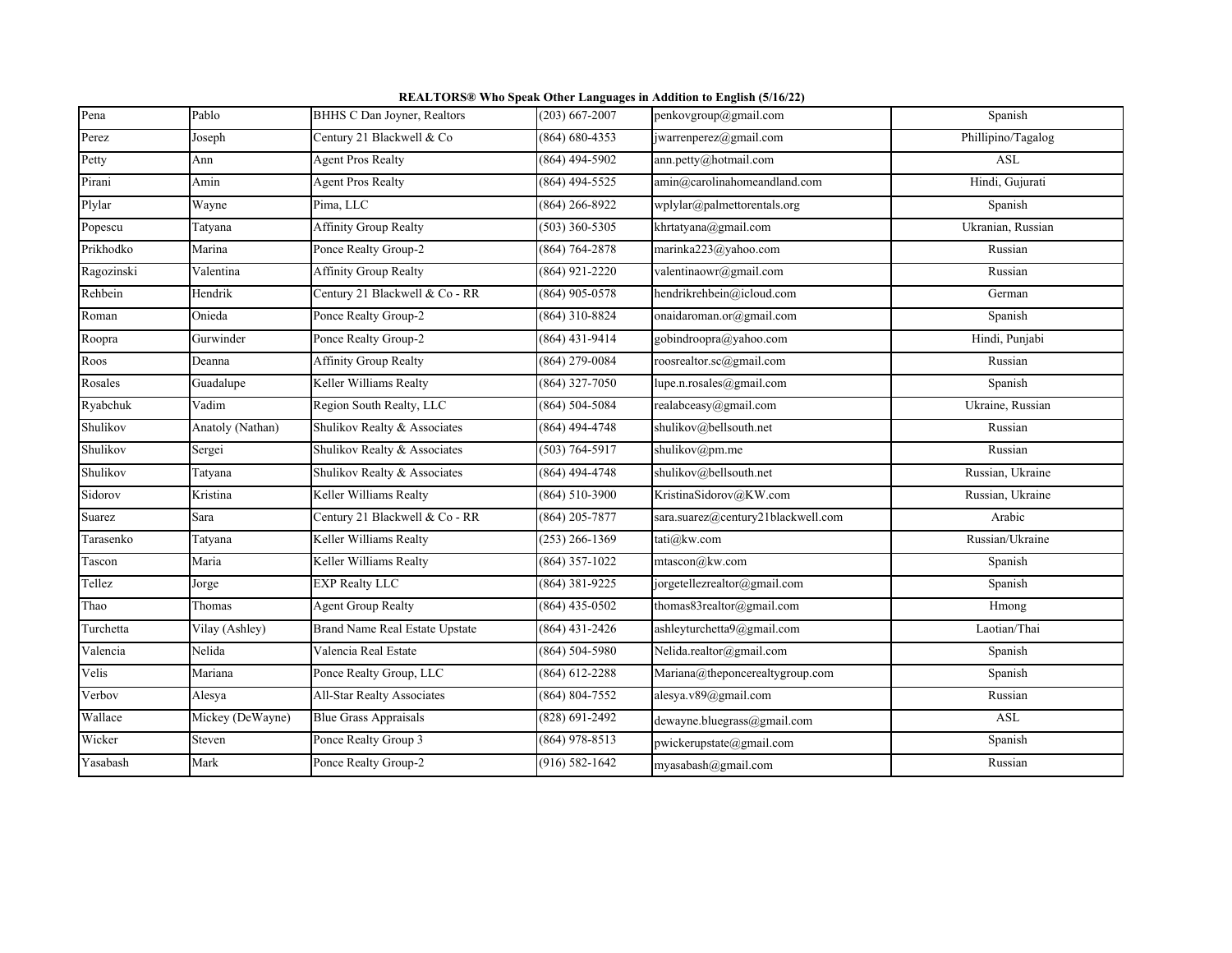**REALTORS® Who Speak Other Languages in Addition to English (5/16/22)**

| | | | | | |
|---|---|---|---|---|---|
| Pena | Pablo | BHHS C Dan Joyner, Realtors | (203) 667-2007 | penkovgroup@gmail.com | Spanish |
| Perez | Joseph | Century 21 Blackwell & Co | (864) 680-4353 | jwarrenperez@gmail.com | Phillipino/Tagalog |
| Petty | Ann | Agent Pros Realty | (864) 494-5902 | ann.petty@hotmail.com | ASL |
| Pirani | Amin | Agent Pros Realty | (864) 494-5525 | amin@carolinahomeandland.com | Hindi, Gujurati |
| Plylar | Wayne | Pima, LLC | (864) 266-8922 | wplylar@palmettorentals.org | Spanish |
| Popescu | Tatyana | Affinity Group Realty | (503) 360-5305 | khrtatyana@gmail.com | Ukranian, Russian |
| Prikhodko | Marina | Ponce Realty Group-2 | (864) 764-2878 | marinka223@yahoo.com | Russian |
| Ragozinski | Valentina | Affinity Group Realty | (864) 921-2220 | valentinaowr@gmail.com | Russian |
| Rehbein | Hendrik | Century 21 Blackwell & Co - RR | (864) 905-0578 | hendrikrehbein@icloud.com | German |
| Roman | Onieda | Ponce Realty Group-2 | (864) 310-8824 | onaidaroman.or@gmail.com | Spanish |
| Roopra | Gurwinder | Ponce Realty Group-2 | (864) 431-9414 | gobindroopra@yahoo.com | Hindi, Punjabi |
| Roos | Deanna | Affinity Group Realty | (864) 279-0084 | roosrealtor.sc@gmail.com | Russian |
| Rosales | Guadalupe | Keller Williams Realty | (864) 327-7050 | lupe.n.rosales@gmail.com | Spanish |
| Ryabchuk | Vadim | Region South Realty, LLC | (864) 504-5084 | realabceasy@gmail.com | Ukraine, Russian |
| Shulikov | Anatoly (Nathan) | Shulikov Realty & Associates | (864) 494-4748 | shulikov@bellsouth.net | Russian |
| Shulikov | Sergei | Shulikov Realty & Associates | (503) 764-5917 | shulikov@pm.me | Russian |
| Shulikov | Tatyana | Shulikov Realty & Associates | (864) 494-4748 | shulikov@bellsouth.net | Russian, Ukraine |
| Sidorov | Kristina | Keller Williams Realty | (864) 510-3900 | KristinaSidorov@KW.com | Russian, Ukraine |
| Suarez | Sara | Century 21 Blackwell & Co - RR | (864) 205-7877 | sara.suarez@century21blackwell.com | Arabic |
| Tarasenko | Tatyana | Keller Williams Realty | (253) 266-1369 | tati@kw.com | Russian/Ukraine |
| Tascon | Maria | Keller Williams Realty | (864) 357-1022 | mtascon@kw.com | Spanish |
| Tellez | Jorge | EXP Realty LLC | (864) 381-9225 | jorgetellezrealtor@gmail.com | Spanish |
| Thao | Thomas | Agent Group Realty | (864) 435-0502 | thomas83realtor@gmail.com | Hmong |
| Turchetta | Vilay (Ashley) | Brand Name Real Estate Upstate | (864) 431-2426 | ashleyturchetta9@gmail.com | Laotian/Thai |
| Valencia | Nelida | Valencia Real Estate | (864) 504-5980 | Nelida.realtor@gmail.com | Spanish |
| Velis | Mariana | Ponce Realty Group, LLC | (864) 612-2288 | Mariana@theponcerealtygroup.com | Spanish |
| Verbov | Alesya | All-Star Realty Associates | (864) 804-7552 | alesya.v89@gmail.com | Russian |
| Wallace | Mickey (DeWayne) | Blue Grass Appraisals | (828) 691-2492 | dewayne.bluegrass@gmail.com | ASL |
| Wicker | Steven | Ponce Realty Group 3 | (864) 978-8513 | pwickerupstate@gmail.com | Spanish |
| Yasabash | Mark | Ponce Realty Group-2 | (916) 582-1642 | myasabash@gmail.com | Russian |